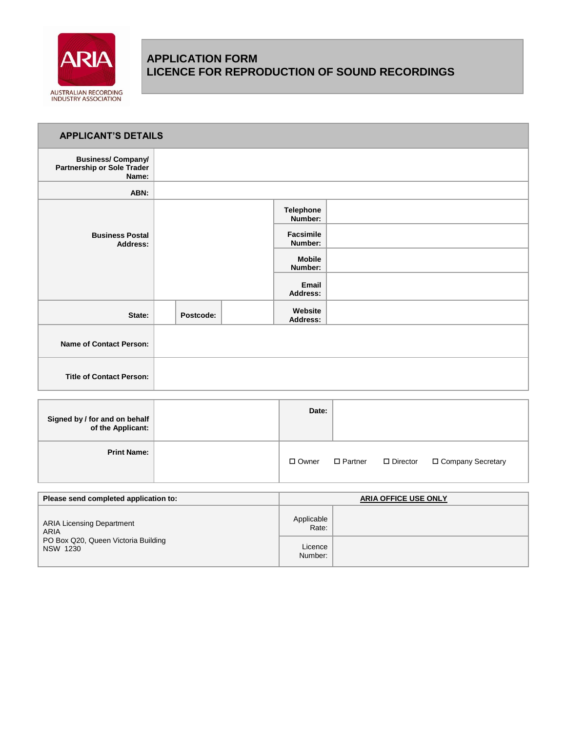ARIA
AUSTRALIAN RECORDING INDUSTRY ASSOCIATION

# APPLICATION FORM
# LICENCE FOR REPRODUCTION OF SOUND RECORDINGS

## APPLICANT'S DETAILS

| | | | | |
|---|---|---|---|---|
| **Business/ Company/ Partnership or Sole Trader Name:** | | | | |
| **ABN:** | | | | |
| **Business Postal Address:** | | | **Telephone Number:** | |
| | | | **Facsimile Number:** | |
| | | | **Mobile Number:** | |
| | | | **Email Address:** | |
| **State:** | | **Postcode:** | **Website Address:** | |
| **Name of Contact Person:** | | | | |
| **Title of Contact Person:** | | | | |

| | | | |
|---|---|---|---|
| **Signed by / for and on behalf of the Applicant:** | | **Date:** | |
| **Print Name:** | | ☐ Owner ☐ Partner ☐ Director ☐ Company Secretary | |

| **Please send completed application to:** | **ARIA OFFICE USE ONLY** | |
|---|---|---|
| ARIA Licensing Department<br>ARIA<br>PO Box Q20, Queen Victoria Building<br>NSW 1230 | Applicable Rate: | |
| | Licence Number: | |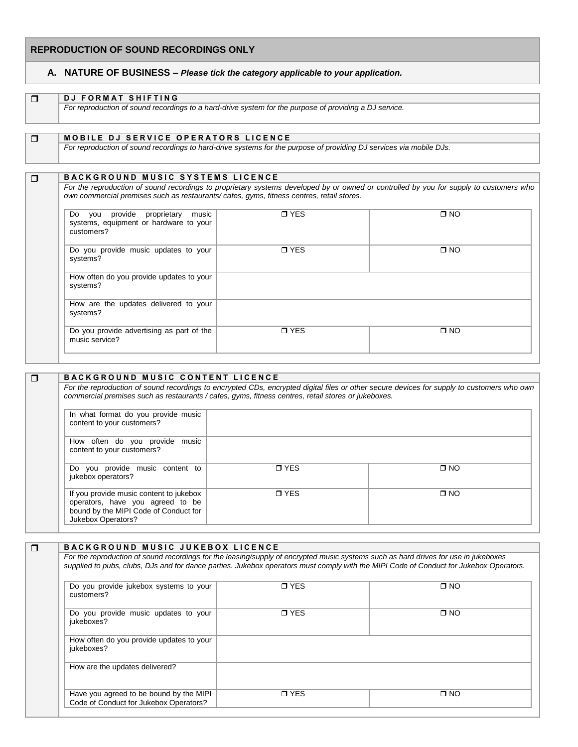## REPRODUCTION OF SOUND RECORDINGS ONLY

### A. NATURE OF BUSINESS – *Please tick the category applicable to your application.*

❒ **D J F O R M A T S H I F T I N G**

*For reproduction of sound recordings to a hard-drive system for the purpose of providing a DJ service.*

❒ **M O B I L E D J S E R V I C E O P E R A T O R S L I C E N C E**

*For reproduction of sound recordings to hard-drive systems for the purpose of providing DJ services via mobile DJs.*

❒ **B A C K G R O U N D M U S I C S Y S T E M S L I C E N C E**

*For the reproduction of sound recordings to proprietary systems developed by or owned or controlled by you for supply to customers who own commercial premises such as restaurants/ cafes, gyms, fitness centres, retail stores.*

| | | |
|---|---|---|
| Do you provide proprietary music systems, equipment or hardware to your customers? | ❒ YES | ❒ NO |
| Do you provide music updates to your systems? | ❒ YES | ❒ NO |
| How often do you provide updates to your systems? | | |
| How are the updates delivered to your systems? | | |
| Do you provide advertising as part of the music service? | ❒ YES | ❒ NO |

❒ **B A C K G R O U N D M U S I C C O N T E N T L I C E N C E**

*For the reproduction of sound recordings to encrypted CDs, encrypted digital files or other secure devices for supply to customers who own commercial premises such as restaurants / cafes, gyms, fitness centres, retail stores or jukeboxes.*

| | | |
|---|---|---|
| In what format do you provide music content to your customers? | | |
| How often do you provide music content to your customers? | | |
| Do you provide music content to jukebox operators? | ❒ YES | ❒ NO |
| If you provide music content to jukebox operators, have you agreed to be bound by the MIPI Code of Conduct for Jukebox Operators? | ❒ YES | ❒ NO |

❒ **B A C K G R O U N D M U S I C J U K E B O X L I C E N C E**

*For the reproduction of sound recordings for the leasing/supply of encrypted music systems such as hard drives for use in jukeboxes supplied to pubs, clubs, DJs and for dance parties. Jukebox operators must comply with the MIPI Code of Conduct for Jukebox Operators.*

| | | |
|---|---|---|
| Do you provide jukebox systems to your customers? | ❒ YES | ❒ NO |
| Do you provide music updates to your jukeboxes? | ❒ YES | ❒ NO |
| How often do you provide updates to your jukeboxes? | | |
| How are the updates delivered? | | |
| Have you agreed to be bound by the MIPI Code of Conduct for Jukebox Operators? | ❒ YES | ❒ NO |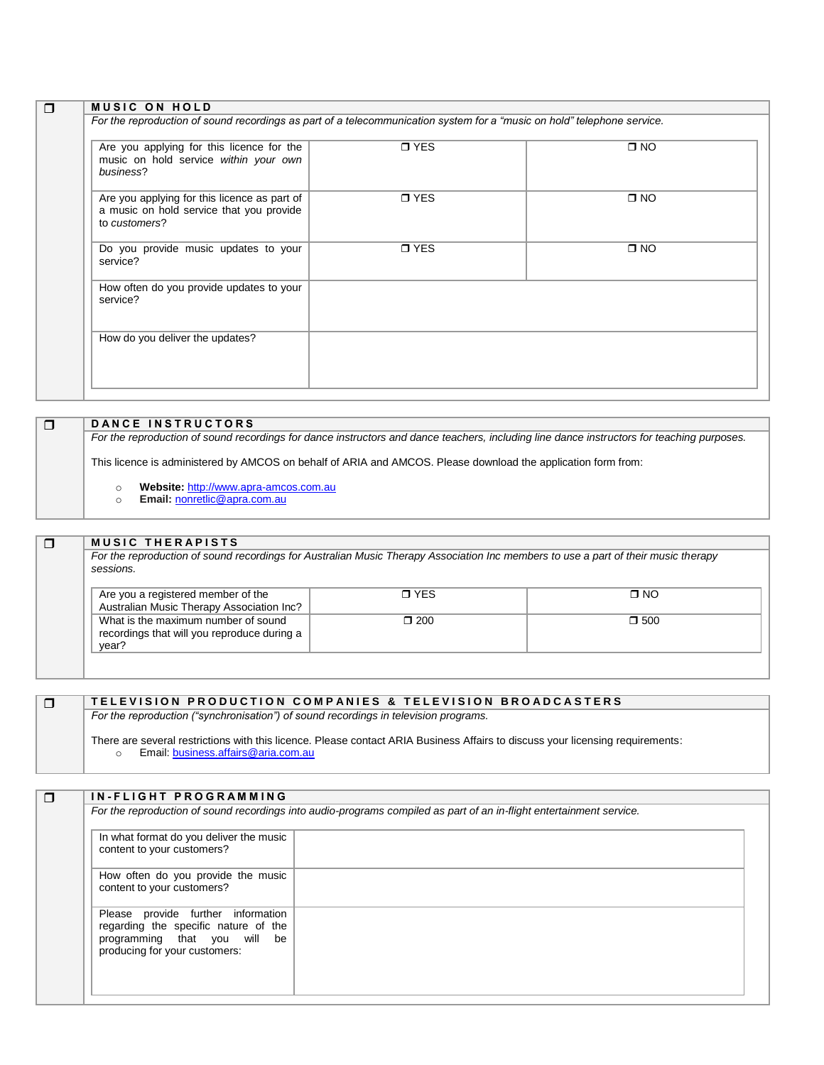## ❒ MUSIC ON HOLD

*For the reproduction of sound recordings as part of a telecommunication system for a "music on hold" telephone service.*

| | | |
|---|---|---|
| Are you applying for this licence for the music on hold service *within your own business*? | ❒ YES | ❒ NO |
| Are you applying for this licence as part of a music on hold service that you provide to *customers*? | ❒ YES | ❒ NO |
| Do you provide music updates to your service? | ❒ YES | ❒ NO |
| How often do you provide updates to your service? | | |
| How do you deliver the updates? | | |

## ❒ DANCE INSTRUCTORS

*For the reproduction of sound recordings for dance instructors and dance teachers, including line dance instructors for teaching purposes.*

This licence is administered by AMCOS on behalf of ARIA and AMCOS. Please download the application form from:

- **Website:** http://www.apra-amcos.com.au
- **Email:** nonretlic@apra.com.au

## ❒ MUSIC THERAPISTS

*For the reproduction of sound recordings for Australian Music Therapy Association Inc members to use a part of their music therapy sessions.*

| | | |
|---|---|---|
| Are you a registered member of the Australian Music Therapy Association Inc? | ❒ YES | ❒ NO |
| What is the maximum number of sound recordings that will you reproduce during a year? | ❒ 200 | ❒ 500 |

## ❒ TELEVISION PRODUCTION COMPANIES & TELEVISION BROADCASTERS

*For the reproduction ("synchronisation") of sound recordings in television programs.*

There are several restrictions with this licence. Please contact ARIA Business Affairs to discuss your licensing requirements:

- Email: business.affairs@aria.com.au

## ❒ IN-FLIGHT PROGRAMMING

*For the reproduction of sound recordings into audio-programs compiled as part of an in-flight entertainment service.*

| | |
|---|---|
| In what format do you deliver the music content to your customers? | |
| How often do you provide the music content to your customers? | |
| Please provide further information regarding the specific nature of the programming that you will be producing for your customers: | |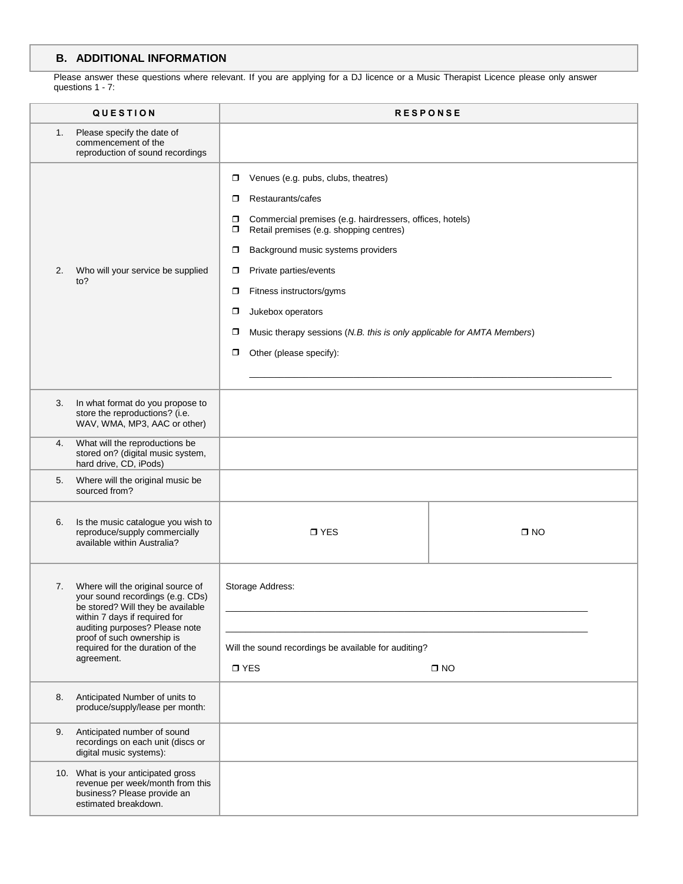## B. ADDITIONAL INFORMATION

Please answer these questions where relevant. If you are applying for a DJ licence or a Music Therapist Licence please only answer questions 1 - 7:

| QUESTION | RESPONSE | |
|---|---|---|
| 1. Please specify the date of commencement of the reproduction of sound recordings | | |
| 2. Who will your service be supplied to? | ❒ Venues (e.g. pubs, clubs, theatres)<br>❒ Restaurants/cafes<br>❒ Commercial premises (e.g. hairdressers, offices, hotels)<br>❒ Retail premises (e.g. shopping centres)<br>❒ Background music systems providers<br>❒ Private parties/events<br>❒ Fitness instructors/gyms<br>❒ Jukebox operators<br>❒ Music therapy sessions (*N.B. this is only applicable for AMTA Members*)<br>❒ Other (please specify):<br>\_\_\_\_\_\_\_\_\_\_\_\_\_\_\_\_\_\_\_\_\_\_\_\_\_\_\_\_\_\_\_\_\_\_\_\_\_\_\_\_ | |
| 3. In what format do you propose to store the reproductions? (i.e. WAV, WMA, MP3, AAC or other) | | |
| 4. What will the reproductions be stored on? (digital music system, hard drive, CD, iPods) | | |
| 5. Where will the original music be sourced from? | | |
| 6. Is the music catalogue you wish to reproduce/supply commercially available within Australia? | ❒ YES | ❒ NO |
| 7. Where will the original source of your sound recordings (e.g. CDs) be stored? Will they be available within 7 days if required for auditing purposes? Please note proof of such ownership is required for the duration of the agreement. | Storage Address:<br>\_\_\_\_\_\_\_\_\_\_\_\_\_\_\_\_\_\_\_\_\_\_\_\_\_\_\_\_\_\_\_\_\_\_\_\_\_\_\_\_<br>\_\_\_\_\_\_\_\_\_\_\_\_\_\_\_\_\_\_\_\_\_\_\_\_\_\_\_\_\_\_\_\_\_\_\_\_\_\_\_\_<br>Will the sound recordings be available for auditing?<br>❒ YES ❒ NO | |
| 8. Anticipated Number of units to produce/supply/lease per month: | | |
| 9. Anticipated number of sound recordings on each unit (discs or digital music systems): | | |
| 10. What is your anticipated gross revenue per week/month from this business? Please provide an estimated breakdown. | | |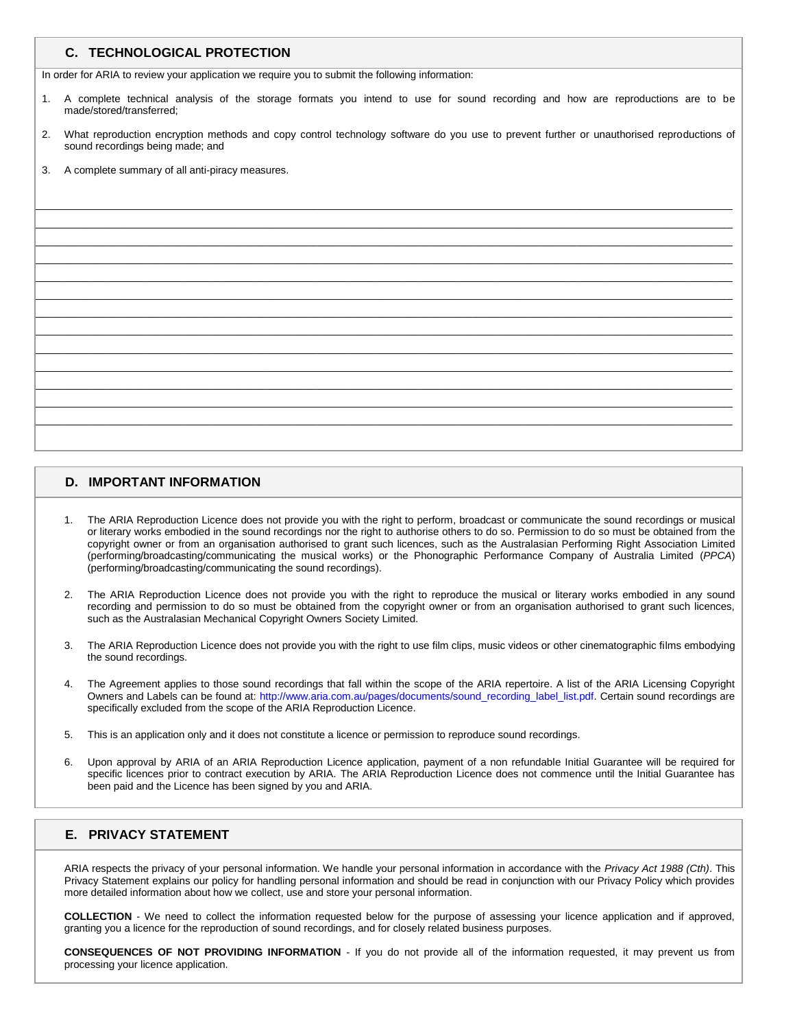## C. TECHNOLOGICAL PROTECTION

In order for ARIA to review your application we require you to submit the following information:

1. A complete technical analysis of the storage formats you intend to use for sound recording and how are reproductions are to be made/stored/transferred;
2. What reproduction encryption methods and copy control technology software do you use to prevent further or unauthorised reproductions of sound recordings being made; and
3. A complete summary of all anti-piracy measures.

______________________________________________________________________

______________________________________________________________________

______________________________________________________________________

______________________________________________________________________

______________________________________________________________________

______________________________________________________________________

______________________________________________________________________

______________________________________________________________________

______________________________________________________________________

______________________________________________________________________

______________________________________________________________________

______________________________________________________________________

______________________________________________________________________

## D. IMPORTANT INFORMATION

1. The ARIA Reproduction Licence does not provide you with the right to perform, broadcast or communicate the sound recordings or musical or literary works embodied in the sound recordings nor the right to authorise others to do so. Permission to do so must be obtained from the copyright owner or from an organisation authorised to grant such licences, such as the Australasian Performing Right Association Limited (performing/broadcasting/communicating the musical works) or the Phonographic Performance Company of Australia Limited (*PPCA*) (performing/broadcasting/communicating the sound recordings).
2. The ARIA Reproduction Licence does not provide you with the right to reproduce the musical or literary works embodied in any sound recording and permission to do so must be obtained from the copyright owner or from an organisation authorised to grant such licences, such as the Australasian Mechanical Copyright Owners Society Limited.
3. The ARIA Reproduction Licence does not provide you with the right to use film clips, music videos or other cinematographic films embodying the sound recordings.
4. The Agreement applies to those sound recordings that fall within the scope of the ARIA repertoire. A list of the ARIA Licensing Copyright Owners and Labels can be found at: http://www.aria.com.au/pages/documents/sound_recording_label_list.pdf. Certain sound recordings are specifically excluded from the scope of the ARIA Reproduction Licence.
5. This is an application only and it does not constitute a licence or permission to reproduce sound recordings.
6. Upon approval by ARIA of an ARIA Reproduction Licence application, payment of a non refundable Initial Guarantee will be required for specific licences prior to contract execution by ARIA. The ARIA Reproduction Licence does not commence until the Initial Guarantee has been paid and the Licence has been signed by you and ARIA.

## E. PRIVACY STATEMENT

ARIA respects the privacy of your personal information. We handle your personal information in accordance with the *Privacy Act 1988 (Cth)*. This Privacy Statement explains our policy for handling personal information and should be read in conjunction with our Privacy Policy which provides more detailed information about how we collect, use and store your personal information.

**COLLECTION** - We need to collect the information requested below for the purpose of assessing your licence application and if approved, granting you a licence for the reproduction of sound recordings, and for closely related business purposes.

**CONSEQUENCES OF NOT PROVIDING INFORMATION** - If you do not provide all of the information requested, it may prevent us from processing your licence application.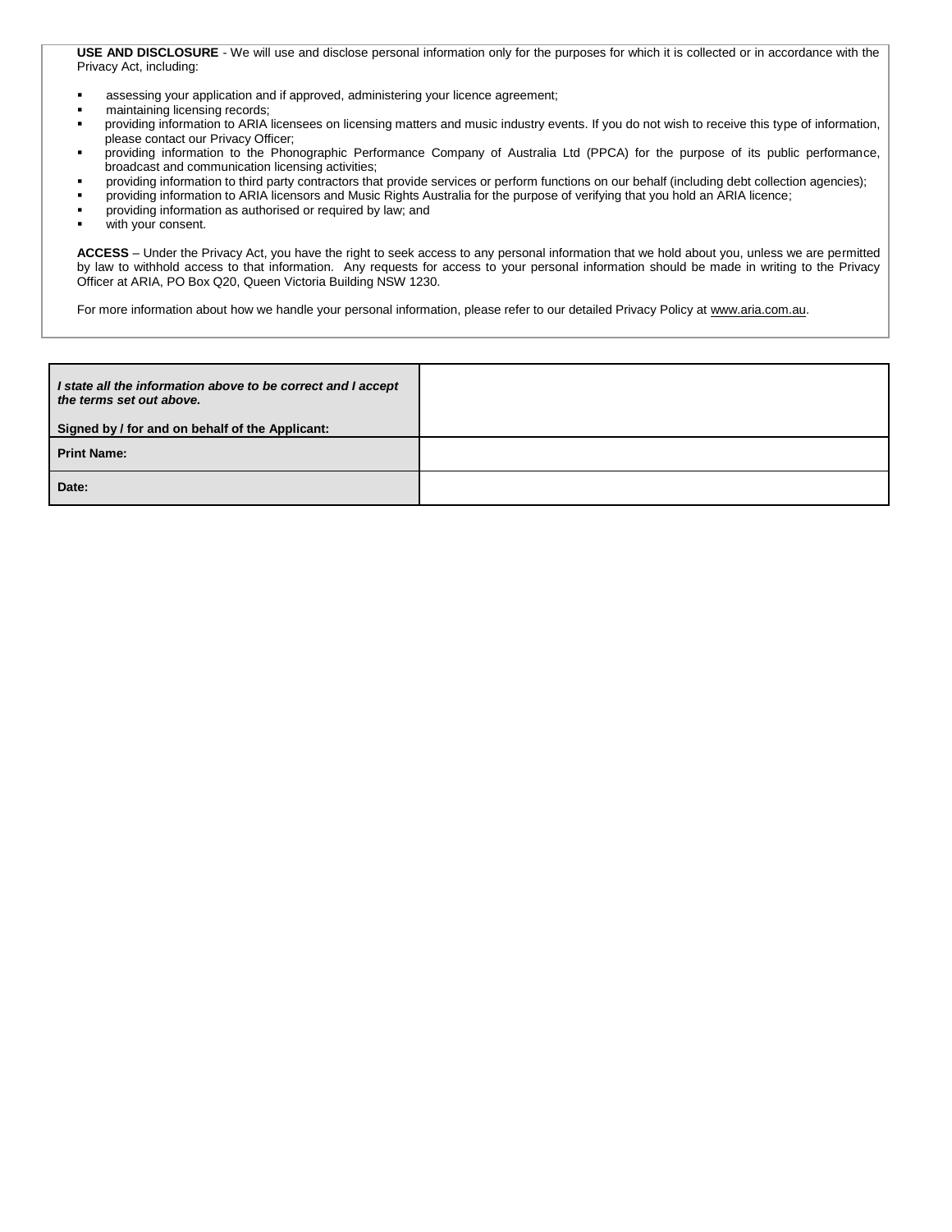**USE AND DISCLOSURE** - We will use and disclose personal information only for the purposes for which it is collected or in accordance with the Privacy Act, including:

- assessing your application and if approved, administering your licence agreement;
- maintaining licensing records;
- providing information to ARIA licensees on licensing matters and music industry events. If you do not wish to receive this type of information, please contact our Privacy Officer;
- providing information to the Phonographic Performance Company of Australia Ltd (PPCA) for the purpose of its public performance, broadcast and communication licensing activities;
- providing information to third party contractors that provide services or perform functions on our behalf (including debt collection agencies);
- providing information to ARIA licensors and Music Rights Australia for the purpose of verifying that you hold an ARIA licence;
- providing information as authorised or required by law; and
- with your consent.

**ACCESS** – Under the Privacy Act, you have the right to seek access to any personal information that we hold about you, unless we are permitted by law to withhold access to that information. Any requests for access to your personal information should be made in writing to the Privacy Officer at ARIA, PO Box Q20, Queen Victoria Building NSW 1230.

For more information about how we handle your personal information, please refer to our detailed Privacy Policy at www.aria.com.au.

| | |
|---|---|
| ***I state all the information above to be correct and I accept the terms set out above.*** <br><br> **Signed by / for and on behalf of the Applicant:** | |
| **Print Name:** | |
| **Date:** | |